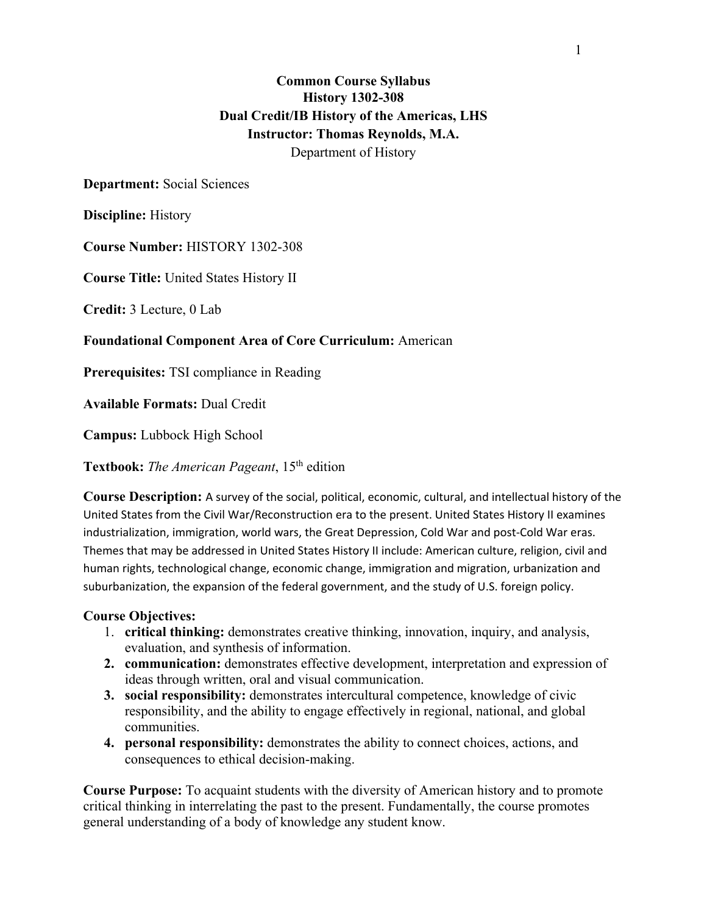# Common Course Syllabus
## History 1302-308
## Dual Credit/IB History of the Americas, LHS
## Instructor: Thomas Reynolds, M.A.

Department of History

**Department:** Social Sciences

**Discipline:** History

**Course Number:** HISTORY 1302-308

**Course Title:** United States History II

**Credit:** 3 Lecture, 0 Lab

**Foundational Component Area of Core Curriculum:** American

**Prerequisites:** TSI compliance in Reading

**Available Formats:** Dual Credit

**Campus:** Lubbock High School

**Textbook:** *The American Pageant*, 15th edition

**Course Description:** A survey of the social, political, economic, cultural, and intellectual history of the United States from the Civil War/Reconstruction era to the present. United States History II examines industrialization, immigration, world wars, the Great Depression, Cold War and post-Cold War eras. Themes that may be addressed in United States History II include: American culture, religion, civil and human rights, technological change, economic change, immigration and migration, urbanization and suburbanization, the expansion of the federal government, and the study of U.S. foreign policy.

**Course Objectives:**

1. **critical thinking:** demonstrates creative thinking, innovation, inquiry, and analysis, evaluation, and synthesis of information.
2. **communication:** demonstrates effective development, interpretation and expression of ideas through written, oral and visual communication.
3. **social responsibility:** demonstrates intercultural competence, knowledge of civic responsibility, and the ability to engage effectively in regional, national, and global communities.
4. **personal responsibility:** demonstrates the ability to connect choices, actions, and consequences to ethical decision-making.

**Course Purpose:** To acquaint students with the diversity of American history and to promote critical thinking in interrelating the past to the present. Fundamentally, the course promotes general understanding of a body of knowledge any student know.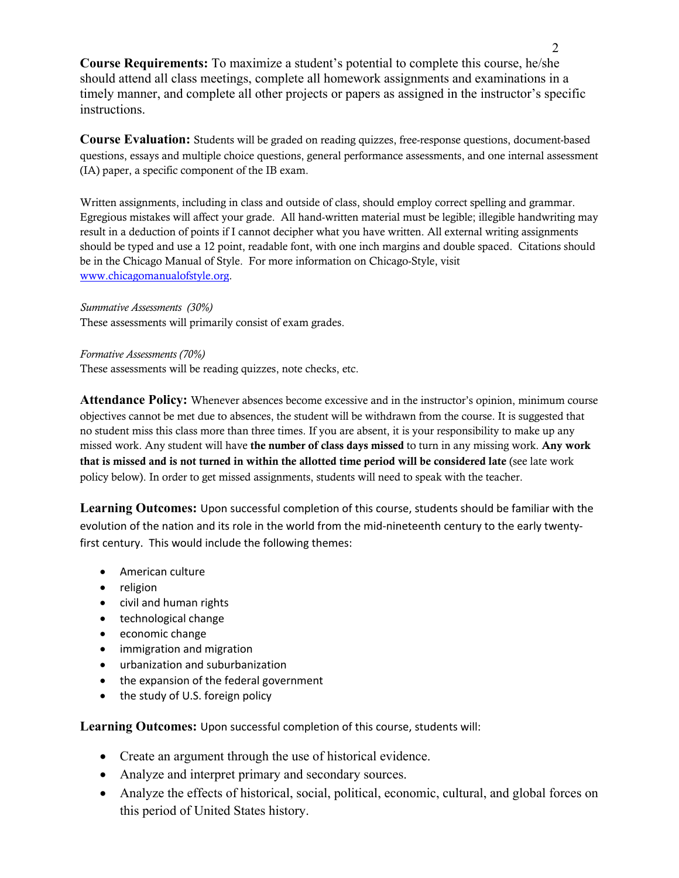**Course Requirements:** To maximize a student's potential to complete this course, he/she should attend all class meetings, complete all homework assignments and examinations in a timely manner, and complete all other projects or papers as assigned in the instructor's specific instructions.

**Course Evaluation:** Students will be graded on reading quizzes, free-response questions, document-based questions, essays and multiple choice questions, general performance assessments, and one internal assessment (IA) paper, a specific component of the IB exam.

Written assignments, including in class and outside of class, should employ correct spelling and grammar. Egregious mistakes will affect your grade. All hand-written material must be legible; illegible handwriting may result in a deduction of points if I cannot decipher what you have written. All external writing assignments should be typed and use a 12 point, readable font, with one inch margins and double spaced. Citations should be in the Chicago Manual of Style. For more information on Chicago-Style, visit [www.chicagomanualofstyle.org](http://www.chicagomanualofstyle.org).

*Summative Assessments (30%)*
These assessments will primarily consist of exam grades.

*Formative Assessments (70%)*
These assessments will be reading quizzes, note checks, etc.

**Attendance Policy:** Whenever absences become excessive and in the instructor's opinion, minimum course objectives cannot be met due to absences, the student will be withdrawn from the course. It is suggested that no student miss this class more than three times. If you are absent, it is your responsibility to make up any missed work. Any student will have **the number of class days missed** to turn in any missing work. **Any work that is missed and is not turned in within the allotted time period will be considered late** (see late work policy below). In order to get missed assignments, students will need to speak with the teacher.

**Learning Outcomes:** Upon successful completion of this course, students should be familiar with the evolution of the nation and its role in the world from the mid-nineteenth century to the early twenty-first century. This would include the following themes:

- American culture
- religion
- civil and human rights
- technological change
- economic change
- immigration and migration
- urbanization and suburbanization
- the expansion of the federal government
- the study of U.S. foreign policy

**Learning Outcomes:** Upon successful completion of this course, students will:

- Create an argument through the use of historical evidence.
- Analyze and interpret primary and secondary sources.
- Analyze the effects of historical, social, political, economic, cultural, and global forces on this period of United States history.